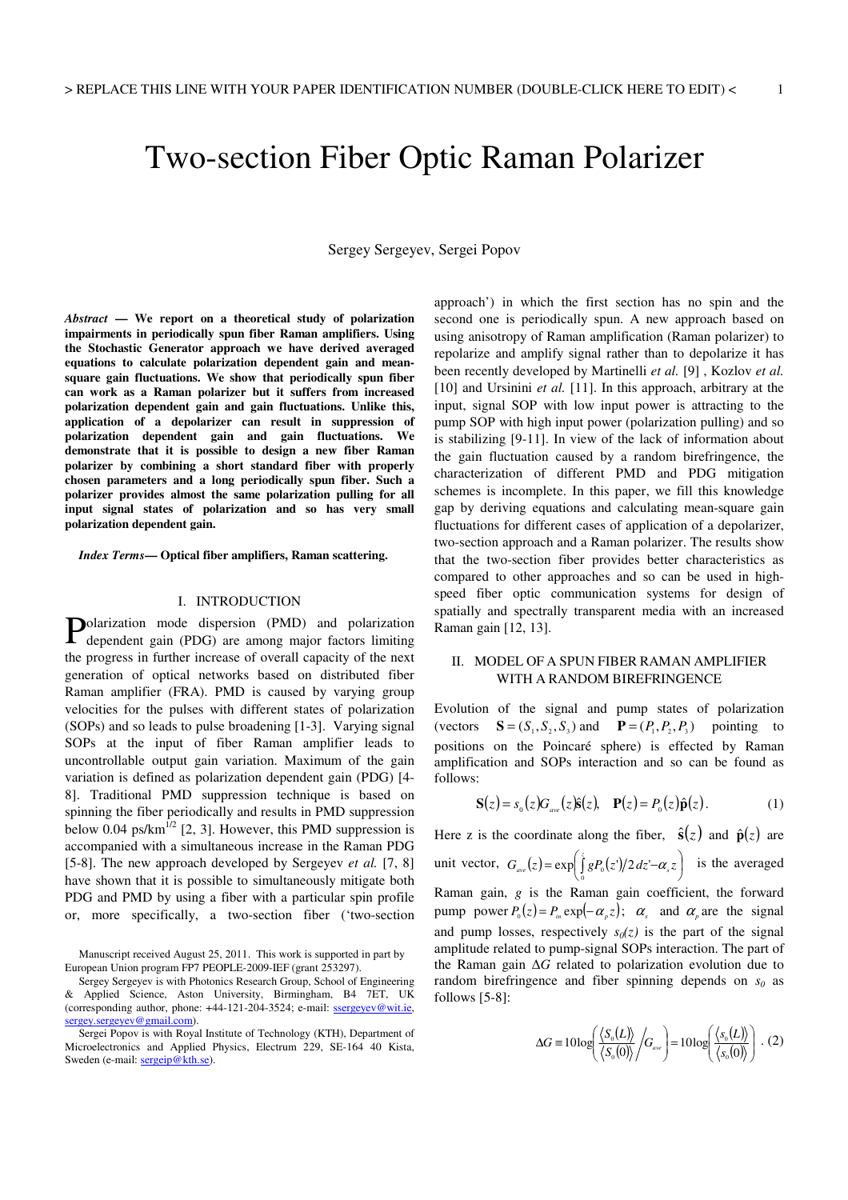# Two-section Fiber Optic Raman Polarizer

Sergey Sergeyev, Sergei Popov

***Abstract* — We report on a theoretical study of polarization impairments in periodically spun fiber Raman amplifiers. Using the Stochastic Generator approach we have derived averaged equations to calculate polarization dependent gain and mean-square gain fluctuations. We show that periodically spun fiber can work as a Raman polarizer but it suffers from increased polarization dependent gain and gain fluctuations. Unlike this, application of a depolarizer can result in suppression of polarization dependent gain and gain fluctuations. We demonstrate that it is possible to design a new fiber Raman polarizer by combining a short standard fiber with properly chosen parameters and a long periodically spun fiber. Such a polarizer provides almost the same polarization pulling for all input signal states of polarization and so has very small polarization dependent gain.**

***Index Terms*— Optical fiber amplifiers, Raman scattering.**

## I. INTRODUCTION

Polarization mode dispersion (PMD) and polarization dependent gain (PDG) are among major factors limiting the progress in further increase of overall capacity of the next generation of optical networks based on distributed fiber Raman amplifier (FRA). PMD is caused by varying group velocities for the pulses with different states of polarization (SOPs) and so leads to pulse broadening [1-3]. Varying signal SOPs at the input of fiber Raman amplifier leads to uncontrollable output gain variation. Maximum of the gain variation is defined as polarization dependent gain (PDG) [4-8]. Traditional PMD suppression technique is based on spinning the fiber periodically and results in PMD suppression below 0.04 ps/km$^{1/2}$ [2, 3]. However, this PMD suppression is accompanied with a simultaneous increase in the Raman PDG [5-8]. The new approach developed by Sergeyev *et al.* [7, 8] have shown that it is possible to simultaneously mitigate both PDG and PMD by using a fiber with a particular spin profile or, more specifically, a two-section fiber ('two-section approach') in which the first section has no spin and the second one is periodically spun. A new approach based on using anisotropy of Raman amplification (Raman polarizer) to repolarize and amplify signal rather than to depolarize it has been recently developed by Martinelli *et al.* [9] , Kozlov *et al.* [10] and Ursinini *et al.* [11]. In this approach, arbitrary at the input, signal SOP with low input power is attracting to the pump SOP with high input power (polarization pulling) and so is stabilizing [9-11]. In view of the lack of information about the gain fluctuation caused by a random birefringence, the characterization of different PMD and PDG mitigation schemes is incomplete. In this paper, we fill this knowledge gap by deriving equations and calculating mean-square gain fluctuations for different cases of application of a depolarizer, two-section approach and a Raman polarizer. The results show that the two-section fiber provides better characteristics as compared to other approaches and so can be used in high-speed fiber optic communication systems for design of spatially and spectrally transparent media with an increased Raman gain [12, 13].

Manuscript received August 25, 2011. This work is supported in part by European Union program FP7 PEOPLE-2009-IEF (grant 253297).

Sergey Sergeyev is with Photonics Research Group, School of Engineering & Applied Science, Aston University, Birmingham, B4 7ET, UK (corresponding author, phone: +44-121-204-3524; e-mail: ssergeyev@wit.ie, sergey.sergeyev@gmail.com).

Sergei Popov is with Royal Institute of Technology (KTH), Department of Microelectronics and Applied Physics, Electrum 229, SE-164 40 Kista, Sweden (e-mail: sergeip@kth.se).

## II. MODEL OF A SPUN FIBER RAMAN AMPLIFIER WITH A RANDOM BIREFRINGENCE

Evolution of the signal and pump states of polarization (vectors $\mathbf{S}=(S_1,S_2,S_3)$ and $\mathbf{P}=(P_1,P_2,P_3)$ pointing to positions on the Poincaré sphere) is effected by Raman amplification and SOPs interaction and so can be found as follows:

$$\mathbf{S}(z)=s_0(z)G_{ave}(z)\hat{\mathbf{s}}(z),\quad \mathbf{P}(z)=P_0(z)\hat{\mathbf{p}}(z). \tag{1}$$

Here z is the coordinate along the fiber, $\hat{\mathbf{s}}(z)$ and $\hat{\mathbf{p}}(z)$ are unit vector, $G_{ave}(z)=\exp\left(\int_0^z gP_0(z')/2\,dz'-\alpha_s z\right)$ is the averaged Raman gain, $g$ is the Raman gain coefficient, the forward pump power $P_0(z)=P_{in}\exp(-\alpha_p z)$; $\alpha_s$ and $\alpha_p$ are the signal and pump losses, respectively $s_0(z)$ is the part of the signal amplitude related to pump-signal SOPs interaction. The part of the Raman gain $\Delta G$ related to polarization evolution due to random birefringence and fiber spinning depends on $s_0$ as follows [5-8]:

$$\Delta G \equiv 10\log\left(\frac{\langle S_0(L)\rangle}{\langle S_0(0)\rangle}\Big/G_{ave}\right)=10\log\left(\frac{\langle s_0(L)\rangle}{\langle s_0(0)\rangle}\right). \tag{2}$$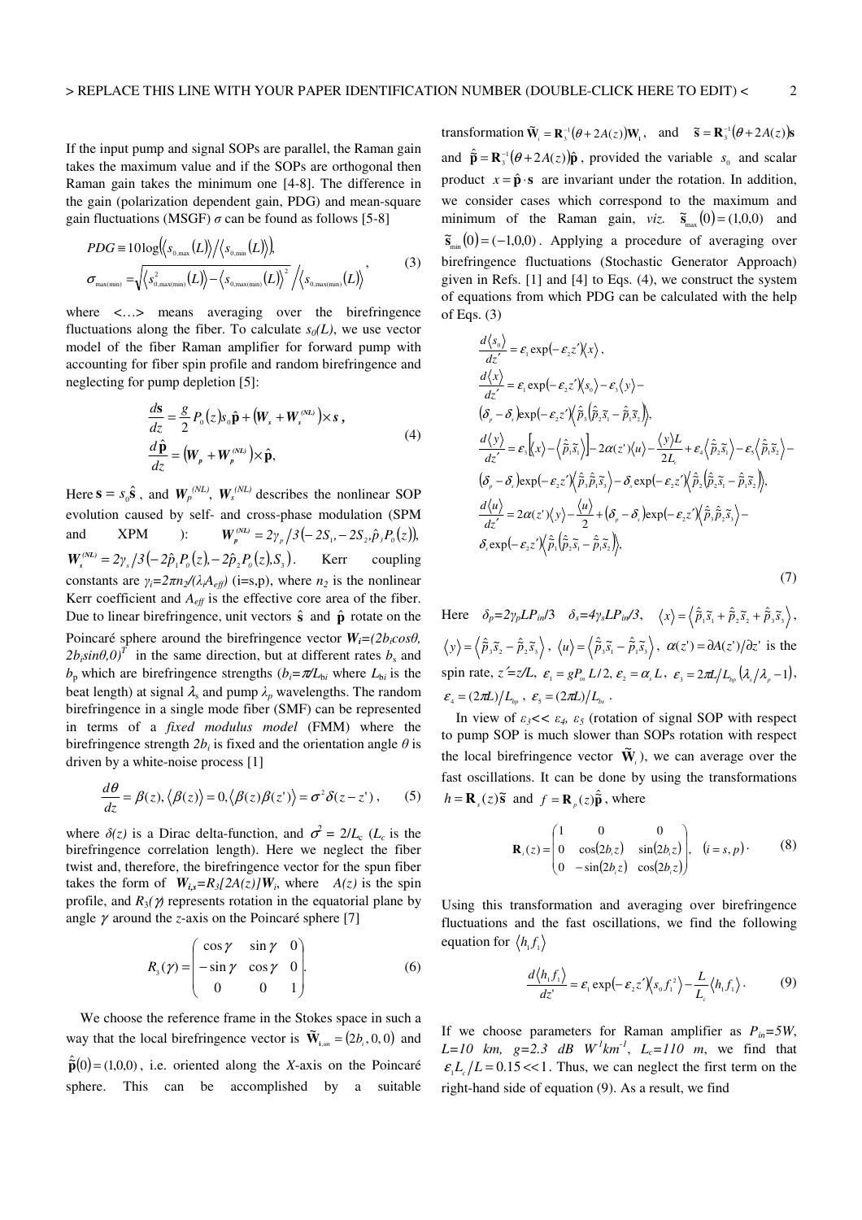If the input pump and signal SOPs are parallel, the Raman gain takes the maximum value and if the SOPs are orthogonal then Raman gain takes the minimum one [4-8]. The difference in the gain (polarization dependent gain, PDG) and mean-square gain fluctuations (MSGF) $\sigma$ can be found as follows [5-8]

$$
\begin{aligned}
&PDG \equiv 10\log\left(\left\langle s_{0,\max}(L)\right\rangle \big/ \left\langle s_{0,\min}(L)\right\rangle\right), \\
&\sigma_{\max(\min)} = \sqrt{\left\langle s^2_{0,\max(\min)}(L)\right\rangle - \left\langle s_{0,\max(\min)}(L)\right\rangle^2} \Big/ \left\langle s_{0,\max(\min)}(L)\right\rangle
\end{aligned}, \tag{3}
$$

where <…> means averaging over the birefringence fluctuations along the fiber. To calculate $s_0(L)$, we use vector model of the fiber Raman amplifier for forward pump with accounting for fiber spin profile and random birefringence and neglecting for pump depletion [5]:

$$
\begin{aligned}
&\frac{d\mathbf{s}}{dz} = \frac{g}{2}P_0(z)s_0\hat{\mathbf{p}} + \left(\boldsymbol{W}_s + \boldsymbol{W}_s^{(NL)}\right)\times \boldsymbol{s}, \\
&\frac{d\hat{\mathbf{p}}}{dz} = \left(\boldsymbol{W}_p + \boldsymbol{W}_p^{(NL)}\right)\times \hat{\mathbf{p}},
\end{aligned} \tag{4}
$$

Here $\mathbf{s} = s_0\hat{\mathbf{s}}$, and $\boldsymbol{W}_p^{(NL)}$, $\boldsymbol{W}_s^{(NL)}$ describes the nonlinear SOP evolution caused by self- and cross-phase modulation (SPM and XPM): $\boldsymbol{W}_p^{(NL)} = 2\gamma_p/3\left(-2S_1, -2S_2, \hat{p}_3P_0(z)\right)$, $\boldsymbol{W}_s^{(NL)} = 2\gamma_s/3\left(-2\hat{p}_1P_0(z), -2\hat{p}_2P_0(z), S_3\right)$. Kerr coupling constants are $\gamma_i=2\pi n_2/(\lambda_i A_{eff})$ (i=s,p), where $n_2$ is the nonlinear Kerr coefficient and $A_{eff}$ is the effective core area of the fiber. Due to linear birefringence, unit vectors $\hat{\mathbf{s}}$ and $\hat{\mathbf{p}}$ rotate on the Poincaré sphere around the birefringence vector $\boldsymbol{W}_i=(2b_i\cos\theta, 2b_i\sin\theta, 0)^T$ in the same direction, but at different rates $b_s$ and $b_p$ which are birefringence strengths ($b_i=\pi/L_{bi}$ where $L_{bi}$ is the beat length) at signal $\lambda_s$ and pump $\lambda_p$ wavelengths. The random birefringence in a single mode fiber (SMF) can be represented in terms of a *fixed modulus model* (FMM) where the birefringence strength $2b_i$ is fixed and the orientation angle $\theta$ is driven by a white-noise process [1]

$$
\frac{d\theta}{dz} = \beta(z), \left\langle \beta(z)\right\rangle = 0, \left\langle \beta(z)\beta(z')\right\rangle = \sigma^2\delta(z-z'), \tag{5}
$$

where $\delta(z)$ is a Dirac delta-function, and $\sigma^2 = 2/L_c$ ($L_c$ is the birefringence correlation length). Here we neglect the fiber twist and, therefore, the birefringence vector for the spun fiber takes the form of $\boldsymbol{W}_{i,s}=R_3[2A(z)]\boldsymbol{W}_i$, where $A(z)$ is the spin profile, and $R_3(\gamma)$ represents rotation in the equatorial plane by angle $\gamma$ around the $z$-axis on the Poincaré sphere [7]

$$
R_3(\gamma) = \begin{pmatrix} \cos\gamma & \sin\gamma & 0 \\ -\sin\gamma & \cos\gamma & 0 \\ 0 & 0 & 1 \end{pmatrix}. \tag{6}
$$

We choose the reference frame in the Stokes space in such a way that the local birefringence vector is $\tilde{\mathbf{W}}_{i,un} = (2b_i, 0, 0)$ and $\hat{\tilde{\mathbf{p}}}(0) = (1,0,0)$, i.e. oriented along the $X$-axis on the Poincaré sphere. This can be accomplished by a suitable transformation $\tilde{\mathbf{W}}_i = \mathbf{R}_3^{-1}(\theta + 2A(z))\mathbf{W}_1$, and $\tilde{\mathbf{s}} = \mathbf{R}_3^{-1}(\theta + 2A(z))\mathbf{s}$ and $\hat{\tilde{\mathbf{p}}} = \mathbf{R}_3^{-1}(\theta + 2A(z))\hat{\mathbf{p}}$, provided the variable $s_0$ and scalar product $x = \hat{\mathbf{p}}\cdot\mathbf{s}$ are invariant under the rotation. In addition, we consider cases which correspond to the maximum and minimum of the Raman gain, *viz.* $\tilde{\mathbf{s}}_{\max}(0) = (1,0,0)$ and $\tilde{\mathbf{s}}_{\min}(0) = (-1,0,0)$. Applying a procedure of averaging over birefringence fluctuations (Stochastic Generator Approach) given in Refs. [1] and [4] to Eqs. (4), we construct the system of equations from which PDG can be calculated with the help of Eqs. (3)

$$
\begin{aligned}
&\frac{d\langle s_0\rangle}{dz'} = \varepsilon_1\exp(-\varepsilon_2 z')\langle x\rangle, \\
&\frac{d\langle x\rangle}{dz'} = \varepsilon_1\exp(-\varepsilon_2 z')\langle s_0\rangle - \varepsilon_3\langle y\rangle - \\
&(\delta_p - \delta_s)\exp(-\varepsilon_2 z')\left\langle \hat{\tilde{p}}_3\left(\hat{\tilde{p}}_2\tilde{s}_1 - \hat{\tilde{p}}_1\tilde{s}_2\right)\right\rangle, \\
&\frac{d\langle y\rangle}{dz'} = \varepsilon_3\left[\langle x\rangle - \left\langle \hat{\tilde{p}}_1\tilde{s}_1\right\rangle\right] - 2\alpha(z')\langle u\rangle - \frac{\langle y\rangle L}{2L_c} + \varepsilon_4\left\langle \hat{\tilde{p}}_2\tilde{s}_1\right\rangle - \varepsilon_5\left\langle \hat{\tilde{p}}_1\tilde{s}_2\right\rangle - \\
&(\delta_p - \delta_s)\exp(-\varepsilon_2 z')\left\langle \hat{\tilde{p}}_1\hat{\tilde{p}}_3\tilde{s}_3\right\rangle - \delta_s\exp(-\varepsilon_2 z')\left\langle \hat{\tilde{p}}_2\left(\hat{\tilde{p}}_2\tilde{s}_1 - \hat{\tilde{p}}_1\tilde{s}_2\right)\right\rangle, \\
&\frac{d\langle u\rangle}{dz'} = 2\alpha(z')\langle y\rangle - \frac{\langle u\rangle}{2} + (\delta_p - \delta_s)\exp(-\varepsilon_2 z')\left\langle \hat{\tilde{p}}_3\hat{\tilde{p}}_2\tilde{s}_3\right\rangle - \\
&\delta_s\exp(-\varepsilon_2 z')\left\langle \hat{\tilde{p}}_1\left(\hat{\tilde{p}}_2\tilde{s}_1 - \hat{\tilde{p}}_1\tilde{s}_2\right)\right\rangle,
\end{aligned} \tag{7}
$$

Here $\delta_p=2\gamma_pLP_{in}/3$ $\delta_s=4\gamma_sLP_{in}/3$, $\langle x\rangle = \left\langle \hat{\tilde{p}}_1\tilde{s}_1 + \hat{\tilde{p}}_2\tilde{s}_2 + \hat{\tilde{p}}_3\tilde{s}_3\right\rangle$, $\langle y\rangle = \left\langle \hat{\tilde{p}}_3\tilde{s}_2 - \hat{\tilde{p}}_2\tilde{s}_3\right\rangle$, $\langle u\rangle = \left\langle \hat{\tilde{p}}_3\tilde{s}_1 - \hat{\tilde{p}}_1\tilde{s}_3\right\rangle$, $\alpha(z') = \partial A(z')/\partial z'$ is the spin rate, $z'=z/L$, $\varepsilon_1 = gP_{in}L/2$, $\varepsilon_2 = \alpha_s L$, $\varepsilon_3 = 2\pi L/L_{bp}(\lambda_s/\lambda_p - 1)$, $\varepsilon_4 = (2\pi L)/L_{bp}$, $\varepsilon_5 = (2\pi L)/L_{bs}$.

In view of $\varepsilon_3 << \varepsilon_4, \varepsilon_5$ (rotation of signal SOP with respect to pump SOP is much slower than SOPs rotation with respect the local birefringence vector $\tilde{\mathbf{W}}_i$), we can average over the fast oscillations. It can be done by using the transformations $h = \mathbf{R}_s(z)\tilde{\mathbf{s}}$ and $f = \mathbf{R}_p(z)\hat{\tilde{\mathbf{p}}}$, where

$$
\mathbf{R}_i(z) = \begin{pmatrix} 1 & 0 & 0 \\ 0 & \cos(2b_iz) & \sin(2b_iz) \\ 0 & -\sin(2b_iz) & \cos(2b_iz) \end{pmatrix}, \quad (i = s,p). \tag{8}
$$

Using this transformation and averaging over birefringence fluctuations and the fast oscillations, we find the following equation for $\langle h_1 f_1\rangle$

$$
\frac{d\langle h_1 f_1\rangle}{dz'} = \varepsilon_1\exp(-\varepsilon_2 z')\left\langle s_0 f_1^2\right\rangle - \frac{L}{L_c}\langle h_1 f_1\rangle. \tag{9}
$$

If we choose parameters for Raman amplifier as $P_{in}=5W$, $L=10$ $km$, $g=2.3$ $dB$ $W^{-1}km^{-1}$, $L_c=110$ $m$, we find that $\varepsilon_1 L_c/L = 0.15 << 1$. Thus, we can neglect the first term on the right-hand side of equation (9). As a result, we find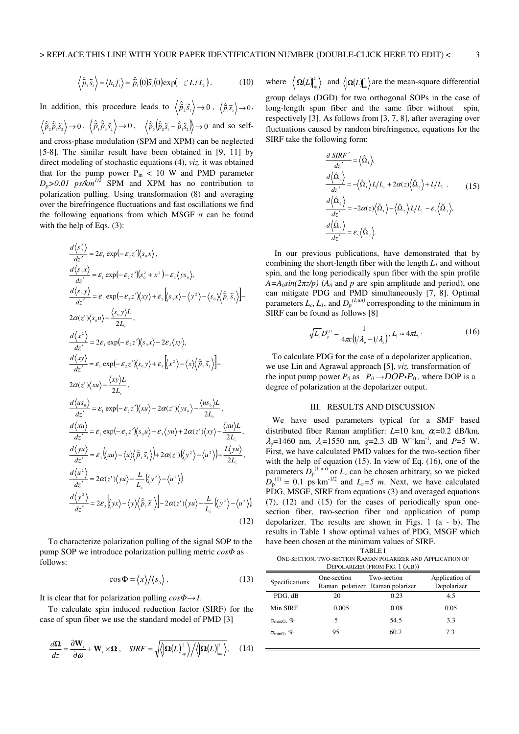$$\left\langle \hat{\tilde{p}}_1 \tilde{s}_1 \right\rangle = \left\langle h_1 f_1 \right\rangle = \hat{\tilde{p}}_1(0)\tilde{s}_1(0)\exp(-z' L/L_c). \quad (10)$$

In addition, this procedure leads to $\left\langle \hat{\tilde{p}}_2 \tilde{s}_1 \right\rangle \to 0$, $\left\langle \hat{\tilde{p}}_1 \tilde{s}_2 \right\rangle \to 0$, $\left\langle \hat{\tilde{p}}_2 \hat{\tilde{p}}_3 \tilde{s}_2 \right\rangle \to 0$, $\left\langle \hat{\tilde{p}}_1 \hat{\tilde{p}}_3 \tilde{s}_2 \right\rangle \to 0$, $\left\langle \hat{\tilde{p}}_3 \left( \hat{\tilde{p}}_2 \tilde{s}_1 - \hat{\tilde{p}}_1 \tilde{s}_2 \right) \right\rangle \to 0$ and so self- and cross-phase modulation (SPM and XPM) can be neglected [5-8]. The similar result have been obtained in [9, 11] by direct modeling of stochastic equations (4), *viz.* it was obtained that for the pump power $P_{in} < 10$ W and PMD parameter $D_p > 0.01$ $ps/km^{1/2}$ SPM and XPM has no contribution to polarization pulling. Using transformation (8) and averaging over the birefringence fluctuations and fast oscillations we find the following equations from which MSGF $\sigma$ can be found with the help of Eqs. (3):

$$\begin{aligned}
&\frac{d\langle s_0^2\rangle}{dz'} = 2\varepsilon_1 \exp(-\varepsilon_2 z')\langle s_0 x\rangle, \\
&\frac{d\langle s_0 x\rangle}{dz'} = \varepsilon_1 \exp(-\varepsilon_2 z')\langle s_0^2 + x^2\rangle - \varepsilon_3 \langle y s_0\rangle, \\
&\frac{d\langle s_0 y\rangle}{dz'} = \varepsilon_1 \exp(-\varepsilon_2 z')\langle xy\rangle + \varepsilon_3 \left[\langle s_0 x\rangle - \langle y^2\rangle - \langle s_0\rangle\left\langle \hat{\tilde{p}}_1 \tilde{s}_1\right\rangle\right] - \\
&2\alpha(z')\langle s_0 u\rangle - \frac{\langle s_0 y\rangle L}{2L_c}, \\
&\frac{d\langle x^2\rangle}{dz'} = 2\varepsilon_1 \exp(-\varepsilon_2 z')\langle s_0 x\rangle - 2\varepsilon_3\langle xy\rangle, \\
&\frac{d\langle xy\rangle}{dz'} = \varepsilon_1 \exp(-\varepsilon_2 z')\langle s_0 y\rangle + \varepsilon_3\left[\langle x^2\rangle - \langle x\rangle\left\langle \hat{\tilde{p}}_1 \tilde{s}_1\right\rangle\right] - \\
&2\alpha(z')\langle xu\rangle - \frac{\langle xy\rangle L}{2L_c}, \\
&\frac{d\langle u s_0\rangle}{dz'} = \varepsilon_1 \exp(-\varepsilon_2 z')\langle xu\rangle + 2\alpha(z')\langle y s_0\rangle - \frac{\langle u s_0\rangle L}{2L_c}, \\
&\frac{d\langle xu\rangle}{dz'} = \varepsilon_1 \exp(-\varepsilon_2 z')\langle s_0 u\rangle - \varepsilon_3\langle yu\rangle + 2\alpha(z')\langle xy\rangle - \frac{\langle xu\rangle L}{2L_c}, \\
&\frac{d\langle yu\rangle}{dz'} = \varepsilon_3\left(\langle xu\rangle - \langle u\rangle\left\langle \hat{\tilde{p}}_1 \tilde{s}_1\right\rangle\right) + 2\alpha(z')\left(\langle y^2\rangle - \langle u^2\rangle\right) + \frac{L\langle yu\rangle}{2L_c}, \\
&\frac{d\langle u^2\rangle}{dz'} = 2\alpha(z')\langle yu\rangle + \frac{L}{L_c}\left(\langle y^2\rangle - \langle u^2\rangle\right), \\
&\frac{d\langle y^2\rangle}{dz'} = 2\varepsilon_3\left[\langle yx\rangle - \langle y\rangle\left\langle \hat{\tilde{p}}_1 \tilde{s}_1\right\rangle\right] - 2\alpha(z')\langle yu\rangle - \frac{L}{L_c}\left(\langle y^2\rangle - \langle u^2\rangle\right).
\end{aligned} \quad (12)$$

To characterize polarization pulling of the signal SOP to the pump SOP we introduce polarization pulling metric $\cos\Phi$ as follows:

$$\cos\Phi = \langle x\rangle / \langle s_0\rangle. \quad (13)$$

It is clear that for polarization pulling $\cos\Phi \to 1$.

To calculate spin induced reduction factor (SIRF) for the case of spun fiber we use the standard model of PMD [3]

$$\frac{d\mathbf{\Omega}}{dz} = \frac{\partial \mathbf{W}_s}{\partial \omega} + \mathbf{W}_s \times \mathbf{\Omega}, \quad SIRF = \sqrt{\left\langle |\mathbf{\Omega}(L)|^2_{sp}\right\rangle / \left\langle |\mathbf{\Omega}(L)|^2_{un}\right\rangle}, \quad (14)$$

where $\left\langle |\mathbf{\Omega}(L)|^2_{sp}\right\rangle$ and $\left\langle |\mathbf{\Omega}(L)|^2_{un}\right\rangle$ are the mean-square differential group delays (DGD) for two orthogonal SOPs in the case of long-length spun fiber and the same fiber without spin, respectively [3]. As follows from [3, 7, 8], after averaging over fluctuations caused by random birefringence, equations for the SIRF take the following form:

$$\begin{aligned}
&\frac{d\,SIRF^2}{dz'} = \langle \hat{\Omega}_1\rangle, \\
&\frac{d\langle \hat{\Omega}_1\rangle}{dz'} = -\langle \hat{\Omega}_1\rangle L/L_c + 2\alpha(z)\langle \hat{\Omega}_2\rangle + L/L_c, \\
&\frac{d\langle \hat{\Omega}_2\rangle}{dz'} = -2\alpha(z)\langle \hat{\Omega}_1\rangle - \langle \hat{\Omega}_2\rangle L/L_c - \varepsilon_5\langle \hat{\Omega}_3\rangle, \\
&\frac{d\langle \hat{\Omega}_3\rangle}{dz'} = \varepsilon_5\langle \hat{\Omega}_2\rangle.
\end{aligned} \quad (15)$$

In our previous publications, have demonstrated that by combining the short-length fiber with the length $L_1$ and without spin, and the long periodically spun fiber with the spin profile $A = A_0 \sin(2\pi z/p)$ ($A_0$ and $p$ are spin amplitude and period), one can mitigate PDG and PMD simultaneously [7, 8]. Optimal parameters $L_c$, $L_1$, and $D_p^{(1,un)}$ corresponding to the minimum in SIRF can be found as follows [8]

$$\sqrt{L_c}\, D_p^{(1)} = \frac{1}{4\pi c\left(1/\lambda_p - 1/\lambda_s\right)}, \; L_1 \approx 4\pi L_c. \quad (16)$$

To calculate PDG for the case of a depolarizer application, we use Lin and Agrawal approach [5], *viz.* transformation of the input pump power $P_0$ as $P_0 \to DOP \cdot P_0$, where DOP is a degree of polarization at the depolarizer output.

## III. Results and Discussion

We have used parameters typical for a SMF based distributed fiber Raman amplifier: $L$=10 km, $\alpha_s$=0.2 dB/km, $\lambda_p$=1460 nm, $\lambda_s$=1550 nm, $g$=2.3 dB W$^{-1}$km$^{-1}$, and $P$=5 W. First, we have calculated PMD values for the two-section fiber with the help of equation (15). In view of Eq. (16), one of the parameters $D_p^{(1,un)}$ or $L_c$ can be chosen arbitrary, so we picked $D_p^{(1)}$ = 0.1 ps·km$^{-1/2}$ and $L_c$=5 m. Next, we have calculated PDG, MSGF, SIRF from equations (3) and averaged equations (7), (12) and (15) for the cases of periodically spun one-section fiber, two-section fiber and application of pump depolarizer. The results are shown in Figs. 1 (a - b). The results in Table 1 show optimal values of PDG, MSGF which have been chosen at the minimum values of SIRF.

TABLE I
ONE-SECTION, TWO-SECTION RAMAN POLARIZER AND APPLICATION OF DEPOLARIZER (FROM FIG. 1 (A,B))

| Specifications | One-section Raman polarizer | Two-section Raman polarizer | Application of Depolarizer |
|---|---|---|---|
| PDG, dB | 20 | 0.23 | 4.5 |
| Min SIRF | 0.005 | 0.08 | 0.05 |
| $\sigma_{maxG}$, % | 5 | 54.5 | 3.3 |
| $\sigma_{minG}$, % | 95 | 60.7 | 7.3 |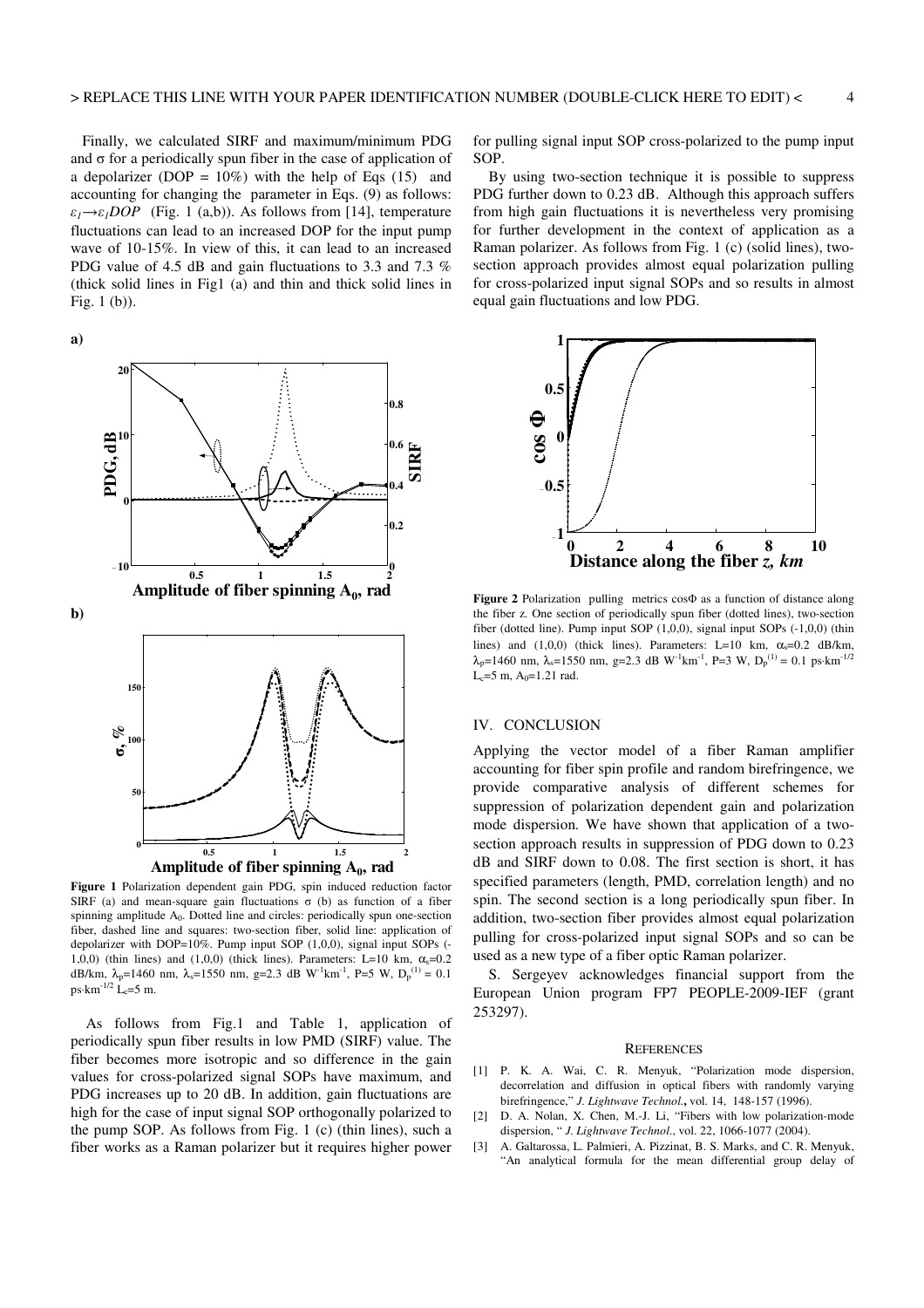Finally, we calculated SIRF and maximum/minimum PDG and σ for a periodically spun fiber in the case of application of a depolarizer (DOP = 10%) with the help of Eqs (15) and accounting for changing the parameter in Eqs. (9) as follows: $\varepsilon_1 \rightarrow \varepsilon_1 DOP$ (Fig. 1 (a,b)). As follows from [14], temperature fluctuations can lead to an increased DOP for the input pump wave of 10-15%. In view of this, it can lead to an increased PDG value of 4.5 dB and gain fluctuations to 3.3 and 7.3 % (thick solid lines in Fig1 (a) and thin and thick solid lines in Fig. 1 (b)).

**Figure 1** Polarization dependent gain PDG, spin induced reduction factor SIRF (a) and mean-square gain fluctuations σ (b) as function of a fiber spinning amplitude $A_0$. Dotted line and circles: periodically spun one-section fiber, dashed line and squares: two-section fiber, solid line: application of depolarizer with DOP=10%. Pump input SOP (1,0,0), signal input SOPs (-1,0,0) (thin lines) and (1,0,0) (thick lines). Parameters: L=10 km, $\alpha_s$=0.2 dB/km, $\lambda_p$=1460 nm, $\lambda_s$=1550 nm, g=2.3 dB $W^{-1}km^{-1}$, P=5 W, $D_p^{(1)}$ = 0.1 $ps \cdot km^{-1/2}$ $L_c$=5 m.

As follows from Fig.1 and Table 1, application of periodically spun fiber results in low PMD (SIRF) value. The fiber becomes more isotropic and so difference in the gain values for cross-polarized signal SOPs have maximum, and PDG increases up to 20 dB. In addition, gain fluctuations are high for the case of input signal SOP orthogonally polarized to the pump SOP. As follows from Fig. 1 (c) (thin lines), such a fiber works as a Raman polarizer but it requires higher power for pulling signal input SOP cross-polarized to the pump input SOP.

By using two-section technique it is possible to suppress PDG further down to 0.23 dB. Although this approach suffers from high gain fluctuations it is nevertheless very promising for further development in the context of application as a Raman polarizer. As follows from Fig. 1 (c) (solid lines), two-section approach provides almost equal polarization pulling for cross-polarized input signal SOPs and so results in almost equal gain fluctuations and low PDG.

**Figure 2** Polarization pulling metrics cosΦ as a function of distance along the fiber z. One section of periodically spun fiber (dotted lines), two-section fiber (dotted line). Pump input SOP (1,0,0), signal input SOPs (-1,0,0) (thin lines) and (1,0,0) (thick lines). Parameters: L=10 km, $\alpha_s$=0.2 dB/km, $\lambda_p$=1460 nm, $\lambda_s$=1550 nm, g=2.3 dB $W^{-1}km^{-1}$, P=3 W, $D_p^{(1)}$ = 0.1 $ps \cdot km^{-1/2}$ $L_c$=5 m, $A_0$=1.21 rad.

## IV. CONCLUSION

Applying the vector model of a fiber Raman amplifier accounting for fiber spin profile and random birefringence, we provide comparative analysis of different schemes for suppression of polarization dependent gain and polarization mode dispersion. We have shown that application of a two-section approach results in suppression of PDG down to 0.23 dB and SIRF down to 0.08. The first section is short, it has specified parameters (length, PMD, correlation length) and no spin. The second section is a long periodically spun fiber. In addition, two-section fiber provides almost equal polarization pulling for cross-polarized input signal SOPs and so can be used as a new type of a fiber optic Raman polarizer.

S. Sergeyev acknowledges financial support from the European Union program FP7 PEOPLE-2009-IEF (grant 253297).

## REFERENCES

[1] P. K. A. Wai, C. R. Menyuk, "Polarization mode dispersion, decorrelation and diffusion in optical fibers with randomly varying birefringence," *J. Lightwave Technol.*, vol. 14, 148-157 (1996).

[2] D. A. Nolan, X. Chen, M.-J. Li, "Fibers with low polarization-mode dispersion, " *J. Lightwave Technol*., vol. 22, 1066-1077 (2004).

[3] A. Galtarossa, L. Palmieri, A. Pizzinat, B. S. Marks, and C. R. Menyuk, "An analytical formula for the mean differential group delay of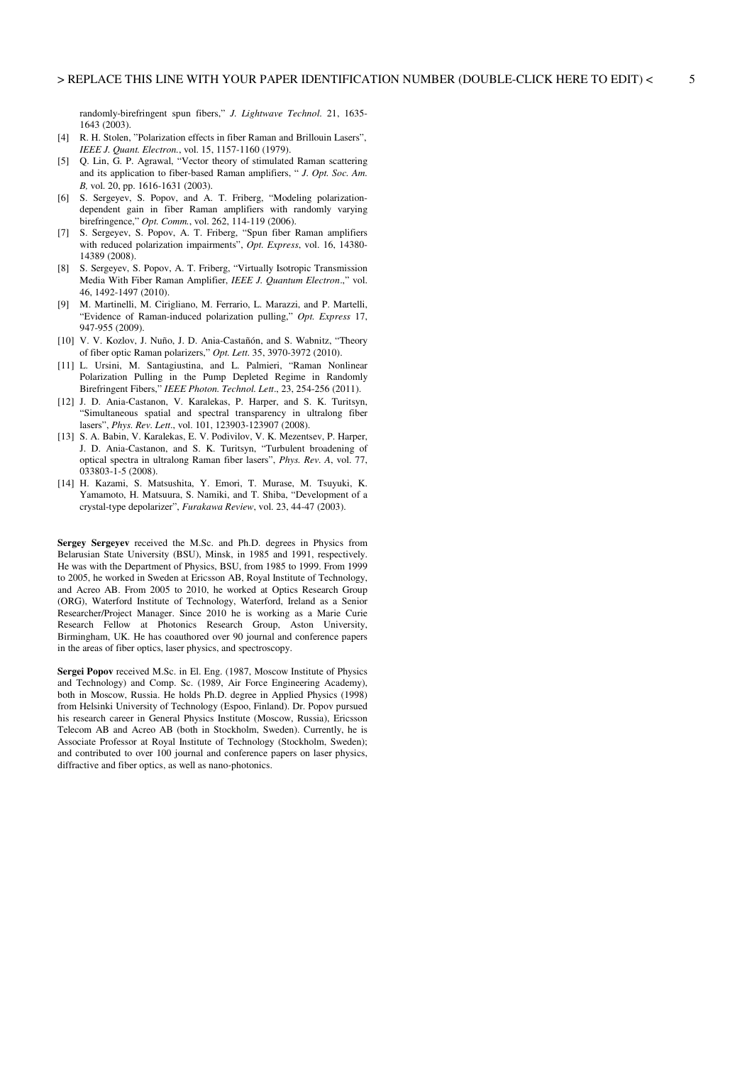randomly-birefringent spun fibers," *J. Lightwave Technol.* 21, 1635-1643 (2003).

[4] R. H. Stolen, "Polarization effects in fiber Raman and Brillouin Lasers", *IEEE J. Quant. Electron.*, vol. 15, 1157-1160 (1979).

[5] Q. Lin, G. P. Agrawal, "Vector theory of stimulated Raman scattering and its application to fiber-based Raman amplifiers, " *J. Opt. Soc. Am. B*, vol. 20, pp. 1616-1631 (2003).

[6] S. Sergeyev, S. Popov, and A. T. Friberg, "Modeling polarization-dependent gain in fiber Raman amplifiers with randomly varying birefringence," *Opt. Comm.*, vol. 262, 114-119 (2006).

[7] S. Sergeyev, S. Popov, A. T. Friberg, "Spun fiber Raman amplifiers with reduced polarization impairments", *Opt. Express*, vol. 16, 14380-14389 (2008).

[8] S. Sergeyev, S. Popov, A. T. Friberg, "Virtually Isotropic Transmission Media With Fiber Raman Amplifier, *IEEE J. Quantum Electron*.," vol. 46, 1492-1497 (2010).

[9] M. Martinelli, M. Cirigliano, M. Ferrario, L. Marazzi, and P. Martelli, "Evidence of Raman-induced polarization pulling," *Opt. Express* 17, 947-955 (2009).

[10] V. V. Kozlov, J. Nuño, J. D. Ania-Castañón, and S. Wabnitz, "Theory of fiber optic Raman polarizers," *Opt. Lett.* 35, 3970-3972 (2010).

[11] L. Ursini, M. Santagiustina, and L. Palmieri, "Raman Nonlinear Polarization Pulling in the Pump Depleted Regime in Randomly Birefringent Fibers," *IEEE Photon. Technol. Lett*., 23, 254-256 (2011).

[12] J. D. Ania-Castanon, V. Karalekas, P. Harper, and S. K. Turitsyn, "Simultaneous spatial and spectral transparency in ultralong fiber lasers", *Phys. Rev. Lett*., vol. 101, 123903-123907 (2008).

[13] S. A. Babin, V. Karalekas, E. V. Podivilov, V. K. Mezentsev, P. Harper, J. D. Ania-Castanon, and S. K. Turitsyn, "Turbulent broadening of optical spectra in ultralong Raman fiber lasers", *Phys. Rev. A*, vol. 77, 033803-1-5 (2008).

[14] H. Kazami, S. Matsushita, Y. Emori, T. Murase, M. Tsuyuki, K. Yamamoto, H. Matsuura, S. Namiki, and T. Shiba, "Development of a crystal-type depolarizer", *Furakawa Review*, vol. 23, 44-47 (2003).

**Sergey Sergeyev** received the M.Sc. and Ph.D. degrees in Physics from Belarusian State University (BSU), Minsk, in 1985 and 1991, respectively. He was with the Department of Physics, BSU, from 1985 to 1999. From 1999 to 2005, he worked in Sweden at Ericsson AB, Royal Institute of Technology, and Acreo AB. From 2005 to 2010, he worked at Optics Research Group (ORG), Waterford Institute of Technology, Waterford, Ireland as a Senior Researcher/Project Manager. Since 2010 he is working as a Marie Curie Research Fellow at Photonics Research Group, Aston University, Birmingham, UK. He has coauthored over 90 journal and conference papers in the areas of fiber optics, laser physics, and spectroscopy.

**Sergei Popov** received M.Sc. in El. Eng. (1987, Moscow Institute of Physics and Technology) and Comp. Sc. (1989, Air Force Engineering Academy), both in Moscow, Russia. He holds Ph.D. degree in Applied Physics (1998) from Helsinki University of Technology (Espoo, Finland). Dr. Popov pursued his research career in General Physics Institute (Moscow, Russia), Ericsson Telecom AB and Acreo AB (both in Stockholm, Sweden). Currently, he is Associate Professor at Royal Institute of Technology (Stockholm, Sweden); and contributed to over 100 journal and conference papers on laser physics, diffractive and fiber optics, as well as nano-photonics.